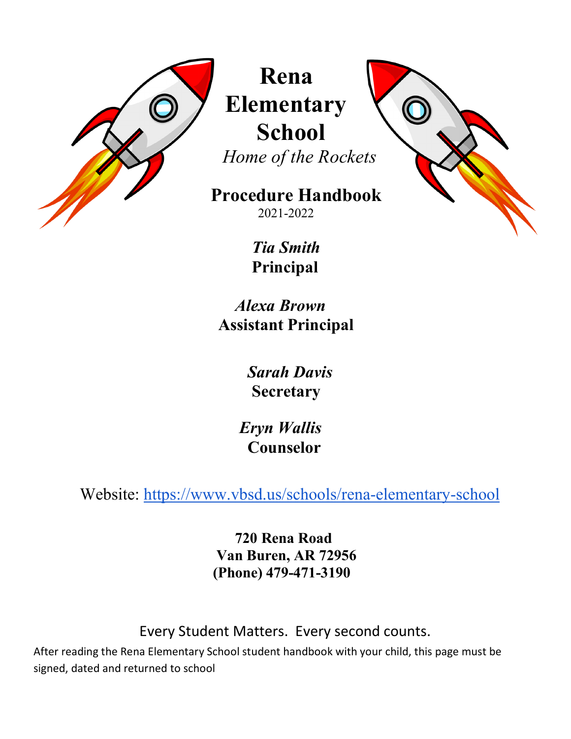# Rena Elementary School

*Home of the Rockets*

## Procedure Handbook

2021-2022

***Tia Smith***
**Principal**

***Alexa Brown***
**Assistant Principal**

***Sarah Davis***
**Secretary**

***Eryn Wallis***
**Counselor**

Website: https://www.vbsd.us/schools/rena-elementary-school

**720 Rena Road**
**Van Buren, AR 72956**
**(Phone) 479-471-3190**

Every Student Matters. Every second counts.

After reading the Rena Elementary School student handbook with your child, this page must be signed, dated and returned to school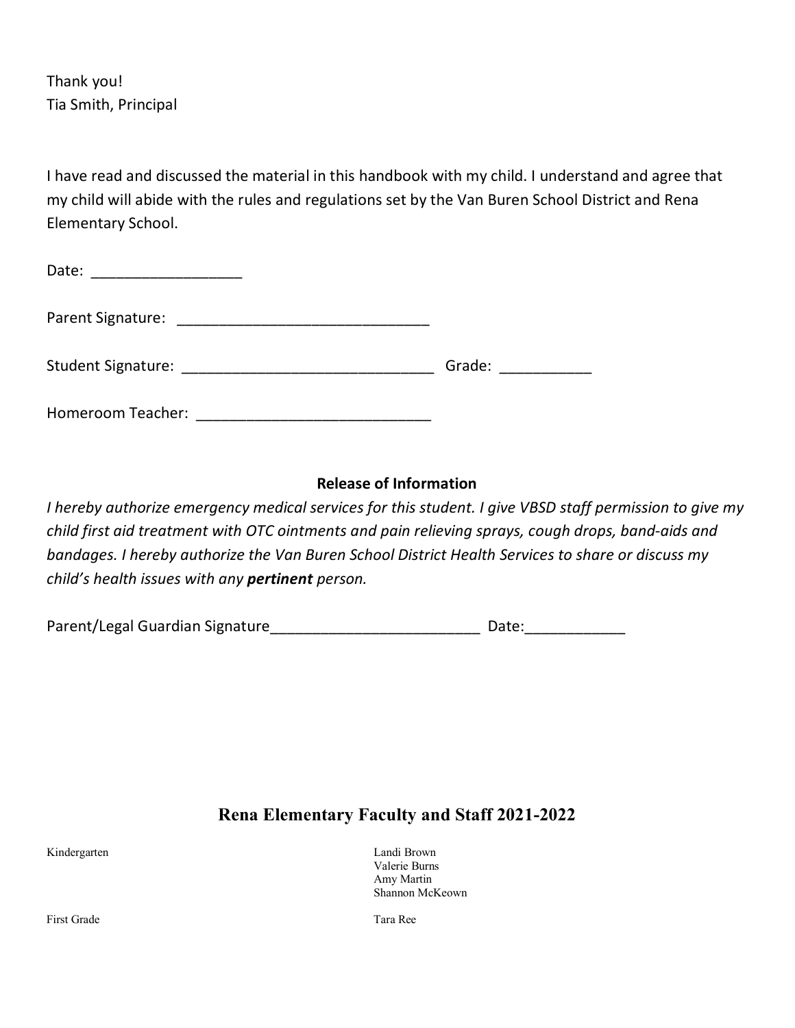Thank you!
Tia Smith, Principal

I have read and discussed the material in this handbook with my child. I understand and agree that my child will abide with the rules and regulations set by the Van Buren School District and Rena Elementary School.

Date: __________________

Parent Signature: ______________________________

Student Signature: ______________________________ Grade: ___________

Homeroom Teacher: ____________________________

**Release of Information**

*I hereby authorize emergency medical services for this student. I give VBSD staff permission to give my child first aid treatment with OTC ointments and pain relieving sprays, cough drops, band-aids and bandages. I hereby authorize the Van Buren School District Health Services to share or discuss my child's health issues with any* ***pertinent*** *person.*

Parent/Legal Guardian Signature_________________________ Date:____________

## Rena Elementary Faculty and Staff 2021-2022

| | |
|---|---|
| Kindergarten | Landi Brown<br>Valerie Burns<br>Amy Martin<br>Shannon McKeown |
| First Grade | Tara Ree |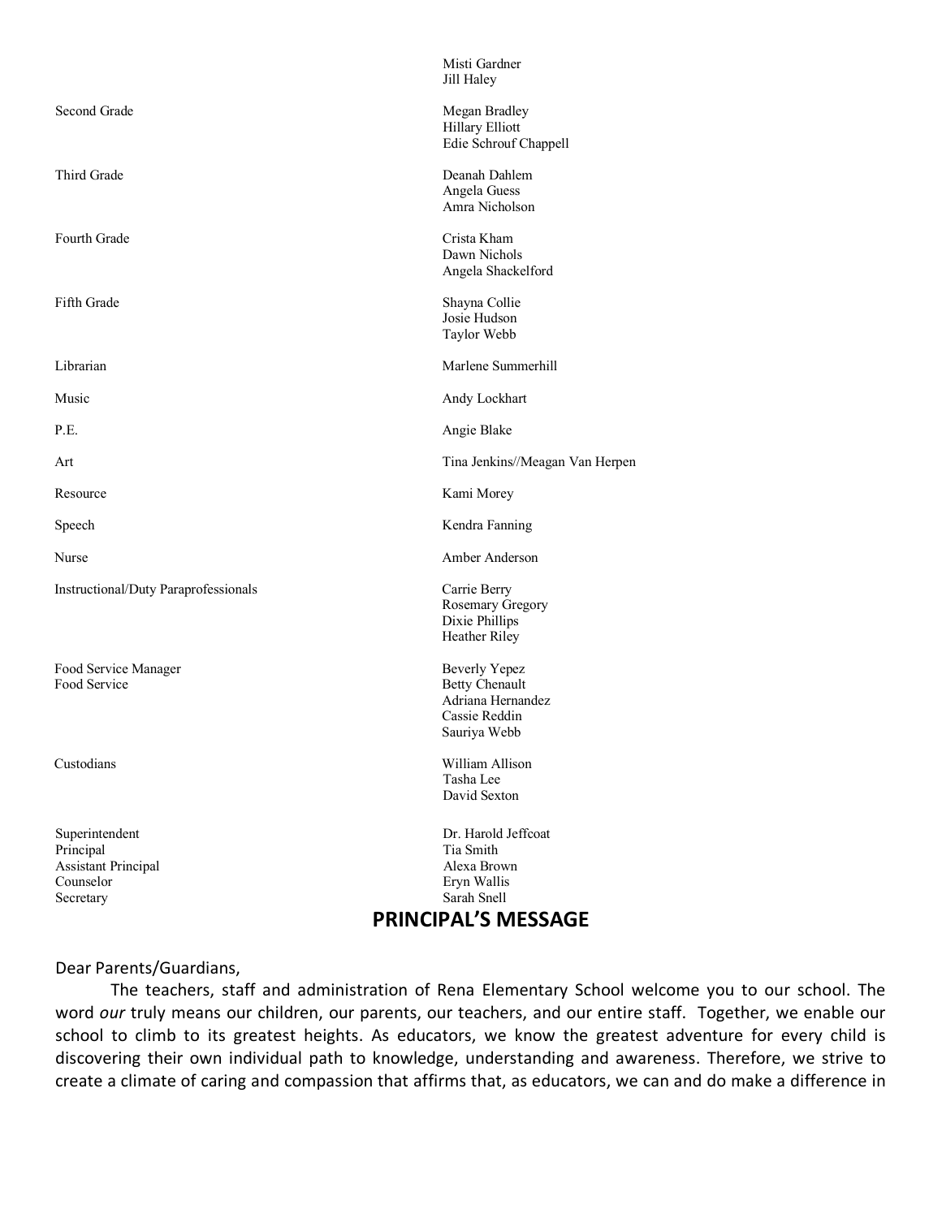| | |
|---|---|
| | Misti Gardner<br>Jill Haley |
| Second Grade | Megan Bradley<br>Hillary Elliott<br>Edie Schrouf Chappell |
| Third Grade | Deanah Dahlem<br>Angela Guess<br>Amra Nicholson |
| Fourth Grade | Crista Kham<br>Dawn Nichols<br>Angela Shackelford |
| Fifth Grade | Shayna Collie<br>Josie Hudson<br>Taylor Webb |
| Librarian | Marlene Summerhill |
| Music | Andy Lockhart |
| P.E. | Angie Blake |
| Art | Tina Jenkins//Meagan Van Herpen |
| Resource | Kami Morey |
| Speech | Kendra Fanning |
| Nurse | Amber Anderson |
| Instructional/Duty Paraprofessionals | Carrie Berry<br>Rosemary Gregory<br>Dixie Phillips<br>Heather Riley |
| Food Service Manager | Beverly Yepez |
| Food Service | Betty Chenault<br>Adriana Hernandez<br>Cassie Reddin<br>Sauriya Webb |
| Custodians | William Allison<br>Tasha Lee<br>David Sexton |
| Superintendent | Dr. Harold Jeffcoat |
| Principal | Tia Smith |
| Assistant Principal | Alexa Brown |
| Counselor | Eryn Wallis |
| Secretary | Sarah Snell |

## PRINCIPAL'S MESSAGE

Dear Parents/Guardians,

The teachers, staff and administration of Rena Elementary School welcome you to our school. The word *our* truly means our children, our parents, our teachers, and our entire staff. Together, we enable our school to climb to its greatest heights. As educators, we know the greatest adventure for every child is discovering their own individual path to knowledge, understanding and awareness. Therefore, we strive to create a climate of caring and compassion that affirms that, as educators, we can and do make a difference in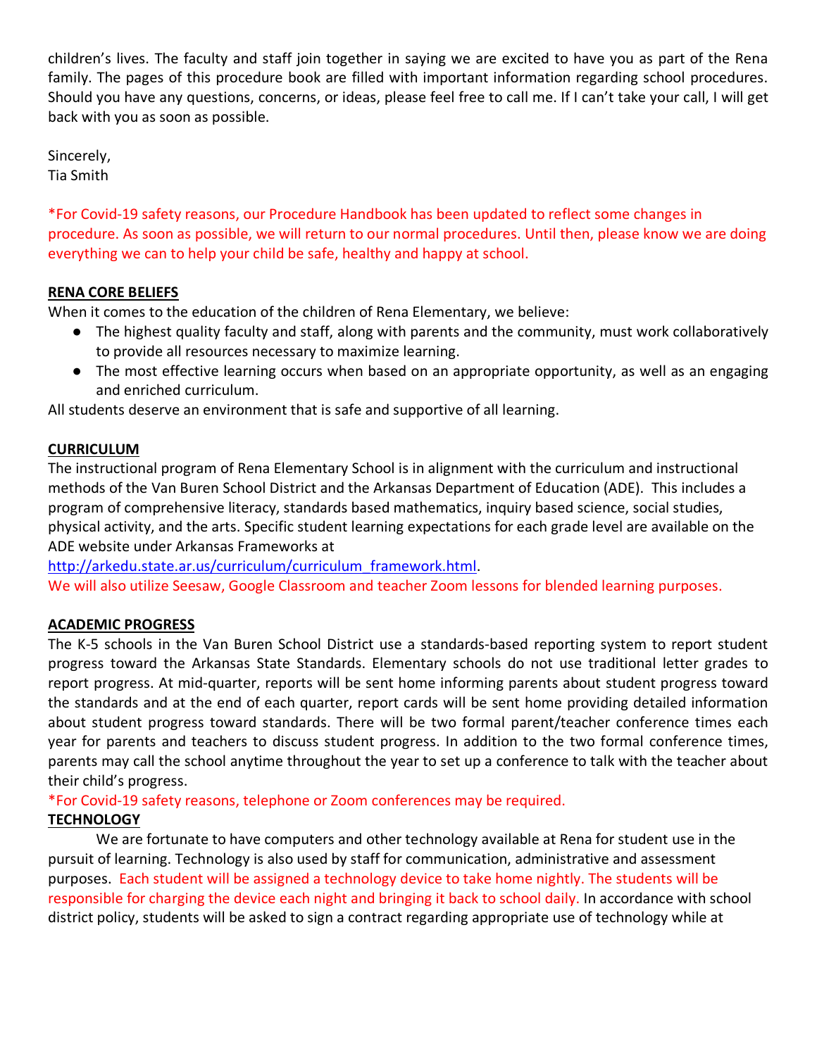children's lives. The faculty and staff join together in saying we are excited to have you as part of the Rena family. The pages of this procedure book are filled with important information regarding school procedures. Should you have any questions, concerns, or ideas, please feel free to call me. If I can't take your call, I will get back with you as soon as possible.

Sincerely,
Tia Smith

*For Covid-19 safety reasons, our Procedure Handbook has been updated to reflect some changes in procedure. As soon as possible, we will return to our normal procedures. Until then, please know we are doing everything we can to help your child be safe, healthy and happy at school.

**RENA CORE BELIEFS**

When it comes to the education of the children of Rena Elementary, we believe:

- The highest quality faculty and staff, along with parents and the community, must work collaboratively to provide all resources necessary to maximize learning.
- The most effective learning occurs when based on an appropriate opportunity, as well as an engaging and enriched curriculum.

All students deserve an environment that is safe and supportive of all learning.

**CURRICULUM**

The instructional program of Rena Elementary School is in alignment with the curriculum and instructional methods of the Van Buren School District and the Arkansas Department of Education (ADE). This includes a program of comprehensive literacy, standards based mathematics, inquiry based science, social studies, physical activity, and the arts. Specific student learning expectations for each grade level are available on the ADE website under Arkansas Frameworks at
http://arkedu.state.ar.us/curriculum/curriculum_framework.html.
We will also utilize Seesaw, Google Classroom and teacher Zoom lessons for blended learning purposes.

**ACADEMIC PROGRESS**

The K-5 schools in the Van Buren School District use a standards-based reporting system to report student progress toward the Arkansas State Standards. Elementary schools do not use traditional letter grades to report progress. At mid-quarter, reports will be sent home informing parents about student progress toward the standards and at the end of each quarter, report cards will be sent home providing detailed information about student progress toward standards. There will be two formal parent/teacher conference times each year for parents and teachers to discuss student progress. In addition to the two formal conference times, parents may call the school anytime throughout the year to set up a conference to talk with the teacher about their child's progress.

*For Covid-19 safety reasons, telephone or Zoom conferences may be required.

**TECHNOLOGY**

We are fortunate to have computers and other technology available at Rena for student use in the pursuit of learning. Technology is also used by staff for communication, administrative and assessment purposes. Each student will be assigned a technology device to take home nightly. The students will be responsible for charging the device each night and bringing it back to school daily. In accordance with school district policy, students will be asked to sign a contract regarding appropriate use of technology while at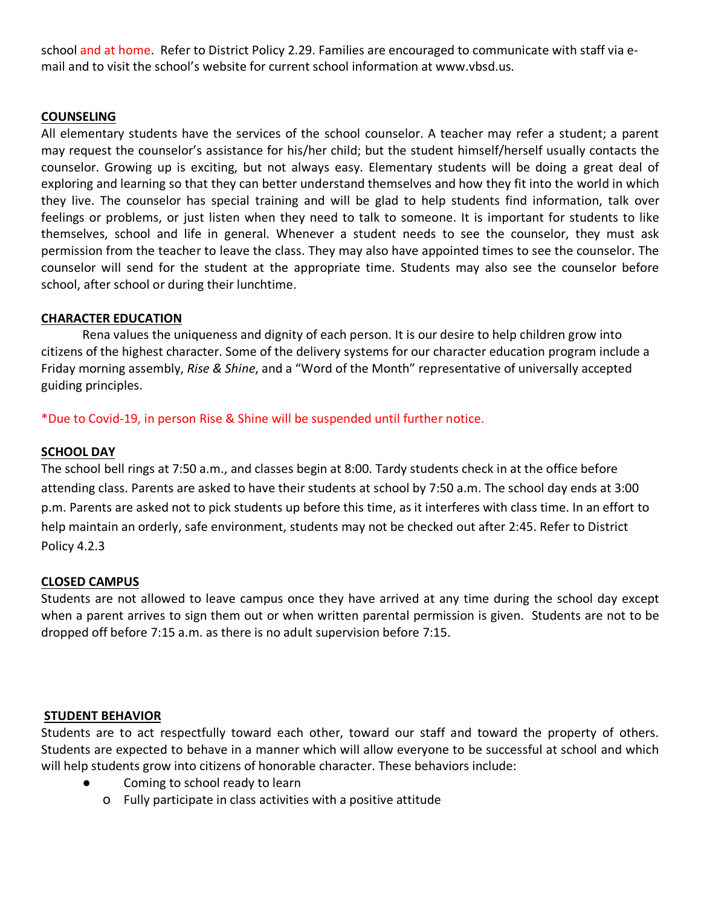school and at home. Refer to District Policy 2.29. Families are encouraged to communicate with staff via e-mail and to visit the school's website for current school information at www.vbsd.us.

## COUNSELING

All elementary students have the services of the school counselor. A teacher may refer a student; a parent may request the counselor's assistance for his/her child; but the student himself/herself usually contacts the counselor. Growing up is exciting, but not always easy. Elementary students will be doing a great deal of exploring and learning so that they can better understand themselves and how they fit into the world in which they live. The counselor has special training and will be glad to help students find information, talk over feelings or problems, or just listen when they need to talk to someone. It is important for students to like themselves, school and life in general. Whenever a student needs to see the counselor, they must ask permission from the teacher to leave the class. They may also have appointed times to see the counselor. The counselor will send for the student at the appropriate time. Students may also see the counselor before school, after school or during their lunchtime.

## CHARACTER EDUCATION

Rena values the uniqueness and dignity of each person. It is our desire to help children grow into citizens of the highest character. Some of the delivery systems for our character education program include a Friday morning assembly, *Rise & Shine*, and a "Word of the Month" representative of universally accepted guiding principles.

*Due to Covid-19, in person Rise & Shine will be suspended until further notice.

## SCHOOL DAY

The school bell rings at 7:50 a.m., and classes begin at 8:00. Tardy students check in at the office before attending class. Parents are asked to have their students at school by 7:50 a.m. The school day ends at 3:00 p.m. Parents are asked not to pick students up before this time, as it interferes with class time. In an effort to help maintain an orderly, safe environment, students may not be checked out after 2:45. Refer to District Policy 4.2.3

## CLOSED CAMPUS

Students are not allowed to leave campus once they have arrived at any time during the school day except when a parent arrives to sign them out or when written parental permission is given. Students are not to be dropped off before 7:15 a.m. as there is no adult supervision before 7:15.

## STUDENT BEHAVIOR

Students are to act respectfully toward each other, toward our staff and toward the property of others. Students are expected to behave in a manner which will allow everyone to be successful at school and which will help students grow into citizens of honorable character. These behaviors include:

- Coming to school ready to learn
  - Fully participate in class activities with a positive attitude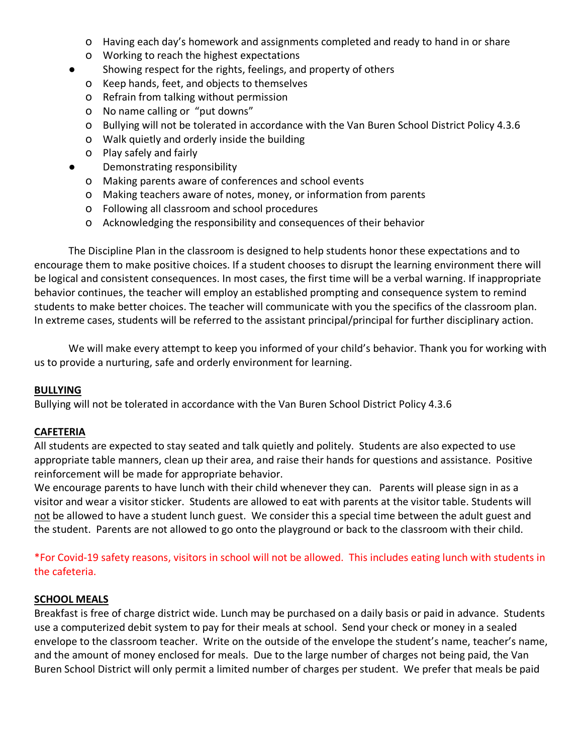- Having each day's homework and assignments completed and ready to hand in or share
  - Working to reach the highest expectations
- Showing respect for the rights, feelings, and property of others
  - Keep hands, feet, and objects to themselves
  - Refrain from talking without permission
  - No name calling or "put downs"
  - Bullying will not be tolerated in accordance with the Van Buren School District Policy 4.3.6
  - Walk quietly and orderly inside the building
  - Play safely and fairly
- Demonstrating responsibility
  - Making parents aware of conferences and school events
  - Making teachers aware of notes, money, or information from parents
  - Following all classroom and school procedures
  - Acknowledging the responsibility and consequences of their behavior

The Discipline Plan in the classroom is designed to help students honor these expectations and to encourage them to make positive choices. If a student chooses to disrupt the learning environment there will be logical and consistent consequences. In most cases, the first time will be a verbal warning. If inappropriate behavior continues, the teacher will employ an established prompting and consequence system to remind students to make better choices. The teacher will communicate with you the specifics of the classroom plan. In extreme cases, students will be referred to the assistant principal/principal for further disciplinary action.

We will make every attempt to keep you informed of your child's behavior. Thank you for working with us to provide a nurturing, safe and orderly environment for learning.

## BULLYING

Bullying will not be tolerated in accordance with the Van Buren School District Policy 4.3.6

## CAFETERIA

All students are expected to stay seated and talk quietly and politely. Students are also expected to use appropriate table manners, clean up their area, and raise their hands for questions and assistance. Positive reinforcement will be made for appropriate behavior.

We encourage parents to have lunch with their child whenever they can. Parents will please sign in as a visitor and wear a visitor sticker. Students are allowed to eat with parents at the visitor table. Students will not be allowed to have a student lunch guest. We consider this a special time between the adult guest and the student. Parents are not allowed to go onto the playground or back to the classroom with their child.

*For Covid-19 safety reasons, visitors in school will not be allowed. This includes eating lunch with students in the cafeteria.

## SCHOOL MEALS

Breakfast is free of charge district wide. Lunch may be purchased on a daily basis or paid in advance. Students use a computerized debit system to pay for their meals at school. Send your check or money in a sealed envelope to the classroom teacher. Write on the outside of the envelope the student's name, teacher's name, and the amount of money enclosed for meals. Due to the large number of charges not being paid, the Van Buren School District will only permit a limited number of charges per student. We prefer that meals be paid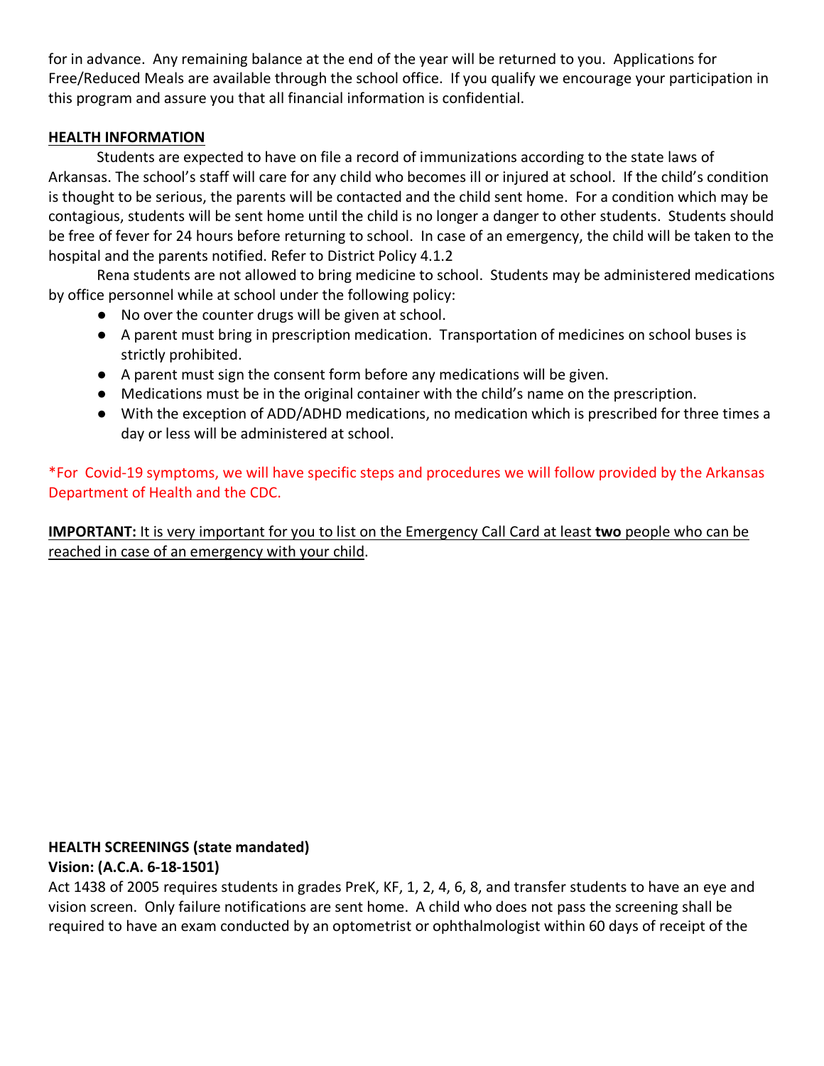for in advance. Any remaining balance at the end of the year will be returned to you. Applications for Free/Reduced Meals are available through the school office. If you qualify we encourage your participation in this program and assure you that all financial information is confidential.

## HEALTH INFORMATION

Students are expected to have on file a record of immunizations according to the state laws of Arkansas. The school's staff will care for any child who becomes ill or injured at school. If the child's condition is thought to be serious, the parents will be contacted and the child sent home. For a condition which may be contagious, students will be sent home until the child is no longer a danger to other students. Students should be free of fever for 24 hours before returning to school. In case of an emergency, the child will be taken to the hospital and the parents notified. Refer to District Policy 4.1.2

Rena students are not allowed to bring medicine to school. Students may be administered medications by office personnel while at school under the following policy:

- No over the counter drugs will be given at school.
- A parent must bring in prescription medication. Transportation of medicines on school buses is strictly prohibited.
- A parent must sign the consent form before any medications will be given.
- Medications must be in the original container with the child's name on the prescription.
- With the exception of ADD/ADHD medications, no medication which is prescribed for three times a day or less will be administered at school.

*For Covid-19 symptoms, we will have specific steps and procedures we will follow provided by the Arkansas Department of Health and the CDC.

**IMPORTANT:** It is very important for you to list on the Emergency Call Card at least **two** people who can be reached in case of an emergency with your child.

## HEALTH SCREENINGS (state mandated)

**Vision: (A.C.A. 6-18-1501)**

Act 1438 of 2005 requires students in grades PreK, KF, 1, 2, 4, 6, 8, and transfer students to have an eye and vision screen. Only failure notifications are sent home. A child who does not pass the screening shall be required to have an exam conducted by an optometrist or ophthalmologist within 60 days of receipt of the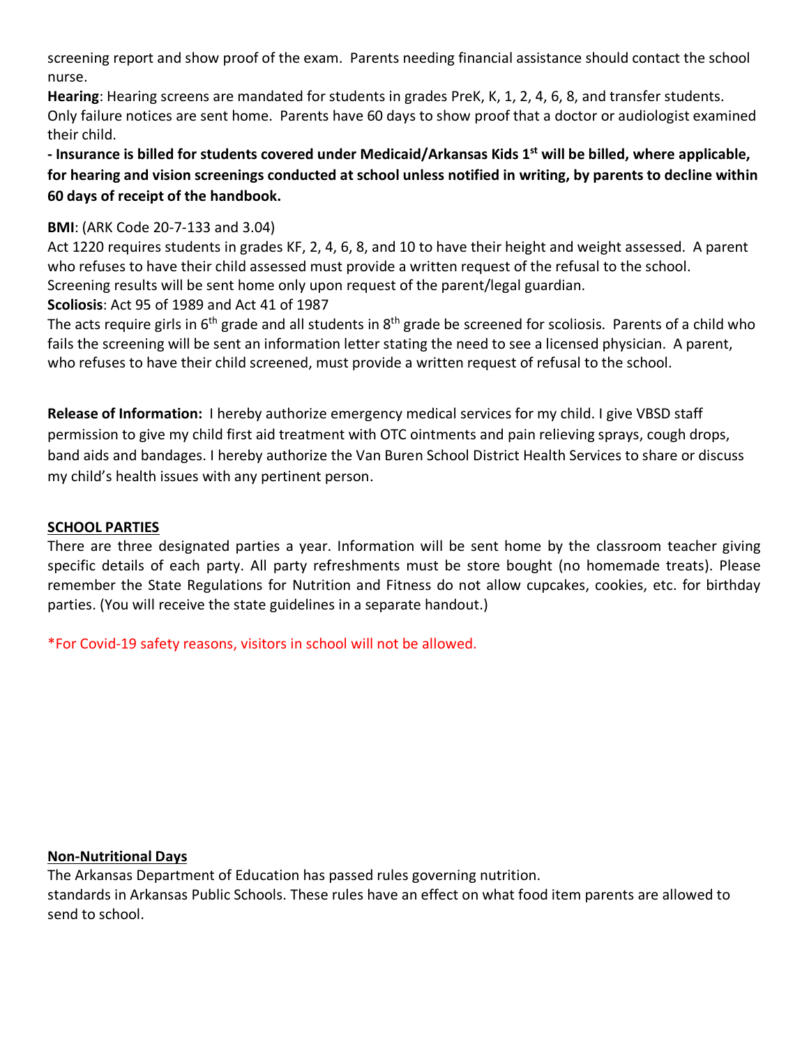screening report and show proof of the exam. Parents needing financial assistance should contact the school nurse.

**Hearing**: Hearing screens are mandated for students in grades PreK, K, 1, 2, 4, 6, 8, and transfer students. Only failure notices are sent home. Parents have 60 days to show proof that a doctor or audiologist examined their child.

**- Insurance is billed for students covered under Medicaid/Arkansas Kids 1st will be billed, where applicable, for hearing and vision screenings conducted at school unless notified in writing, by parents to decline within 60 days of receipt of the handbook.**

**BMI**: (ARK Code 20-7-133 and 3.04)

Act 1220 requires students in grades KF, 2, 4, 6, 8, and 10 to have their height and weight assessed. A parent who refuses to have their child assessed must provide a written request of the refusal to the school. Screening results will be sent home only upon request of the parent/legal guardian.

**Scoliosis**: Act 95 of 1989 and Act 41 of 1987

The acts require girls in 6th grade and all students in 8th grade be screened for scoliosis. Parents of a child who fails the screening will be sent an information letter stating the need to see a licensed physician. A parent, who refuses to have their child screened, must provide a written request of refusal to the school.

**Release of Information:** I hereby authorize emergency medical services for my child. I give VBSD staff permission to give my child first aid treatment with OTC ointments and pain relieving sprays, cough drops, band aids and bandages. I hereby authorize the Van Buren School District Health Services to share or discuss my child's health issues with any pertinent person.

## SCHOOL PARTIES

There are three designated parties a year. Information will be sent home by the classroom teacher giving specific details of each party. All party refreshments must be store bought (no homemade treats). Please remember the State Regulations for Nutrition and Fitness do not allow cupcakes, cookies, etc. for birthday parties. (You will receive the state guidelines in a separate handout.)

*For Covid-19 safety reasons, visitors in school will not be allowed.

## Non-Nutritional Days

The Arkansas Department of Education has passed rules governing nutrition.
standards in Arkansas Public Schools. These rules have an effect on what food item parents are allowed to send to school.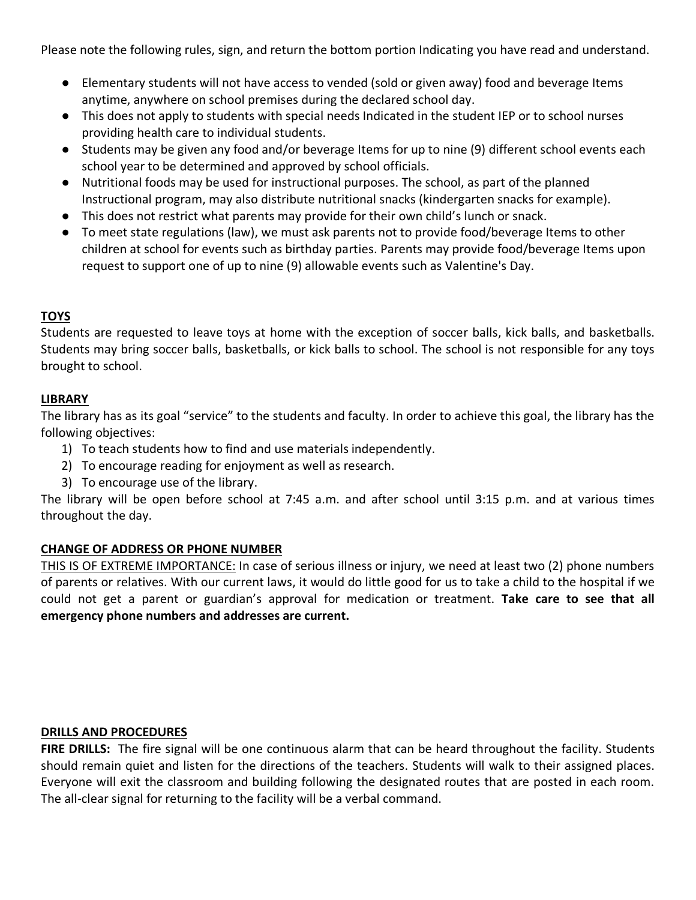Please note the following rules, sign, and return the bottom portion Indicating you have read and understand.

- Elementary students will not have access to vended (sold or given away) food and beverage Items anytime, anywhere on school premises during the declared school day.
- This does not apply to students with special needs Indicated in the student IEP or to school nurses providing health care to individual students.
- Students may be given any food and/or beverage Items for up to nine (9) different school events each school year to be determined and approved by school officials.
- Nutritional foods may be used for instructional purposes. The school, as part of the planned Instructional program, may also distribute nutritional snacks (kindergarten snacks for example).
- This does not restrict what parents may provide for their own child's lunch or snack.
- To meet state regulations (law), we must ask parents not to provide food/beverage Items to other children at school for events such as birthday parties. Parents may provide food/beverage Items upon request to support one of up to nine (9) allowable events such as Valentine's Day.

## TOYS

Students are requested to leave toys at home with the exception of soccer balls, kick balls, and basketballs. Students may bring soccer balls, basketballs, or kick balls to school. The school is not responsible for any toys brought to school.

## LIBRARY

The library has as its goal "service" to the students and faculty. In order to achieve this goal, the library has the following objectives:

1) To teach students how to find and use materials independently.
2) To encourage reading for enjoyment as well as research.
3) To encourage use of the library.

The library will be open before school at 7:45 a.m. and after school until 3:15 p.m. and at various times throughout the day.

## CHANGE OF ADDRESS OR PHONE NUMBER

<u>THIS IS OF EXTREME IMPORTANCE:</u> In case of serious illness or injury, we need at least two (2) phone numbers of parents or relatives. With our current laws, it would do little good for us to take a child to the hospital if we could not get a parent or guardian's approval for medication or treatment. **Take care to see that all emergency phone numbers and addresses are current.**

## DRILLS AND PROCEDURES

**FIRE DRILLS:** The fire signal will be one continuous alarm that can be heard throughout the facility. Students should remain quiet and listen for the directions of the teachers. Students will walk to their assigned places. Everyone will exit the classroom and building following the designated routes that are posted in each room. The all-clear signal for returning to the facility will be a verbal command.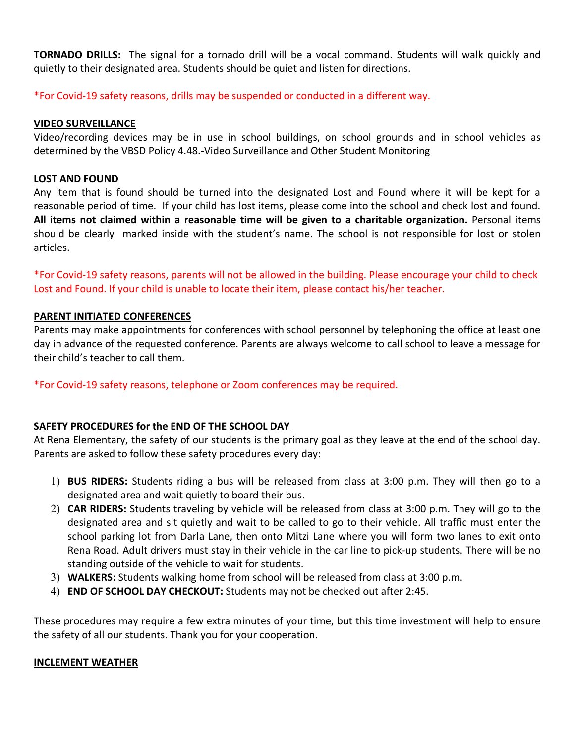**TORNADO DRILLS:** The signal for a tornado drill will be a vocal command. Students will walk quickly and quietly to their designated area. Students should be quiet and listen for directions.

*For Covid-19 safety reasons, drills may be suspended or conducted in a different way.

**VIDEO SURVEILLANCE**

Video/recording devices may be in use in school buildings, on school grounds and in school vehicles as determined by the VBSD Policy 4.48.-Video Surveillance and Other Student Monitoring

**LOST AND FOUND**

Any item that is found should be turned into the designated Lost and Found where it will be kept for a reasonable period of time. If your child has lost items, please come into the school and check lost and found. **All items not claimed within a reasonable time will be given to a charitable organization.** Personal items should be clearly marked inside with the student's name. The school is not responsible for lost or stolen articles.

*For Covid-19 safety reasons, parents will not be allowed in the building. Please encourage your child to check Lost and Found. If your child is unable to locate their item, please contact his/her teacher.

**PARENT INITIATED CONFERENCES**

Parents may make appointments for conferences with school personnel by telephoning the office at least one day in advance of the requested conference. Parents are always welcome to call school to leave a message for their child's teacher to call them.

*For Covid-19 safety reasons, telephone or Zoom conferences may be required.

**SAFETY PROCEDURES for the END OF THE SCHOOL DAY**

At Rena Elementary, the safety of our students is the primary goal as they leave at the end of the school day. Parents are asked to follow these safety procedures every day:

1) **BUS RIDERS:** Students riding a bus will be released from class at 3:00 p.m. They will then go to a designated area and wait quietly to board their bus.
2) **CAR RIDERS:** Students traveling by vehicle will be released from class at 3:00 p.m. They will go to the designated area and sit quietly and wait to be called to go to their vehicle. All traffic must enter the school parking lot from Darla Lane, then onto Mitzi Lane where you will form two lanes to exit onto Rena Road. Adult drivers must stay in their vehicle in the car line to pick-up students. There will be no standing outside of the vehicle to wait for students.
3) **WALKERS:** Students walking home from school will be released from class at 3:00 p.m.
4) **END OF SCHOOL DAY CHECKOUT:** Students may not be checked out after 2:45.

These procedures may require a few extra minutes of your time, but this time investment will help to ensure the safety of all our students. Thank you for your cooperation.

**INCLEMENT WEATHER**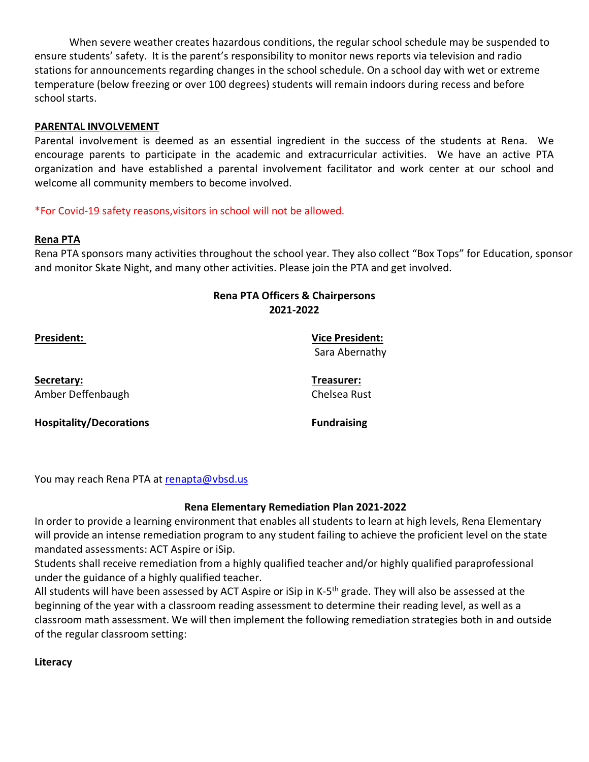When severe weather creates hazardous conditions, the regular school schedule may be suspended to ensure students' safety. It is the parent's responsibility to monitor news reports via television and radio stations for announcements regarding changes in the school schedule. On a school day with wet or extreme temperature (below freezing or over 100 degrees) students will remain indoors during recess and before school starts.

**PARENTAL INVOLVEMENT**

Parental involvement is deemed as an essential ingredient in the success of the students at Rena. We encourage parents to participate in the academic and extracurricular activities. We have an active PTA organization and have established a parental involvement facilitator and work center at our school and welcome all community members to become involved.

*For Covid-19 safety reasons,visitors in school will not be allowed.

**Rena PTA**

Rena PTA sponsors many activities throughout the school year. They also collect "Box Tops" for Education, sponsor and monitor Skate Night, and many other activities. Please join the PTA and get involved.

**Rena PTA Officers & Chairpersons**
**2021-2022**

**President:**

**Vice President:**
Sara Abernathy

**Secretary:**
Amber Deffenbaugh

**Treasurer:**
Chelsea Rust

**Hospitality/Decorations**

**Fundraising**

You may reach Rena PTA at renapta@vbsd.us

**Rena Elementary Remediation Plan 2021-2022**

In order to provide a learning environment that enables all students to learn at high levels, Rena Elementary will provide an intense remediation program to any student failing to achieve the proficient level on the state mandated assessments: ACT Aspire or iSip.

Students shall receive remediation from a highly qualified teacher and/or highly qualified paraprofessional under the guidance of a highly qualified teacher.

All students will have been assessed by ACT Aspire or iSip in K-5th grade. They will also be assessed at the beginning of the year with a classroom reading assessment to determine their reading level, as well as a classroom math assessment. We will then implement the following remediation strategies both in and outside of the regular classroom setting:

**Literacy**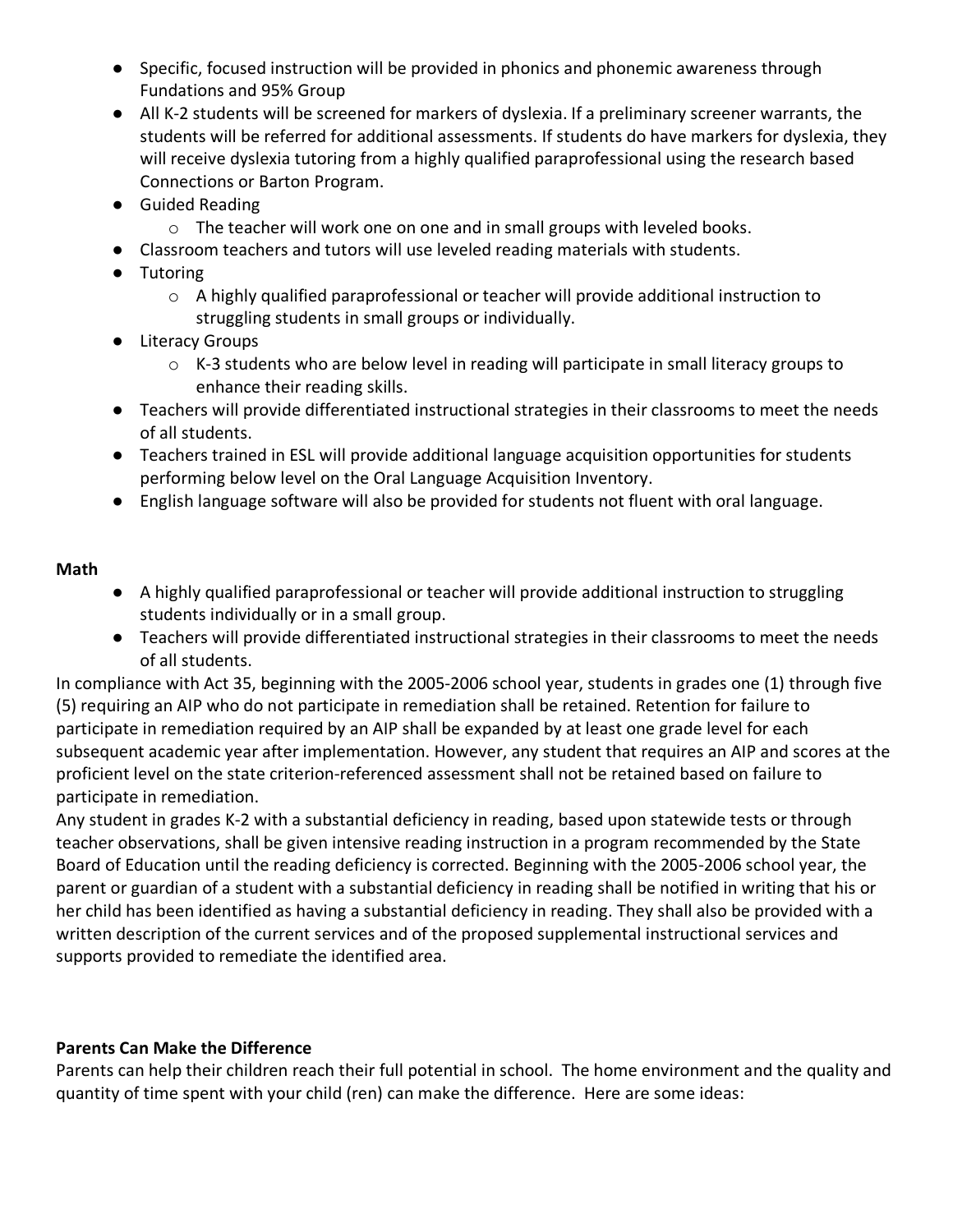- Specific, focused instruction will be provided in phonics and phonemic awareness through Fundations and 95% Group
- All K-2 students will be screened for markers of dyslexia. If a preliminary screener warrants, the students will be referred for additional assessments. If students do have markers for dyslexia, they will receive dyslexia tutoring from a highly qualified paraprofessional using the research based Connections or Barton Program.
- Guided Reading
  - The teacher will work one on one and in small groups with leveled books.
- Classroom teachers and tutors will use leveled reading materials with students.
- Tutoring
  - A highly qualified paraprofessional or teacher will provide additional instruction to struggling students in small groups or individually.
- Literacy Groups
  - K-3 students who are below level in reading will participate in small literacy groups to enhance their reading skills.
- Teachers will provide differentiated instructional strategies in their classrooms to meet the needs of all students.
- Teachers trained in ESL will provide additional language acquisition opportunities for students performing below level on the Oral Language Acquisition Inventory.
- English language software will also be provided for students not fluent with oral language.

**Math**

- A highly qualified paraprofessional or teacher will provide additional instruction to struggling students individually or in a small group.
- Teachers will provide differentiated instructional strategies in their classrooms to meet the needs of all students.

In compliance with Act 35, beginning with the 2005-2006 school year, students in grades one (1) through five (5) requiring an AIP who do not participate in remediation shall be retained. Retention for failure to participate in remediation required by an AIP shall be expanded by at least one grade level for each subsequent academic year after implementation. However, any student that requires an AIP and scores at the proficient level on the state criterion-referenced assessment shall not be retained based on failure to participate in remediation.

Any student in grades K-2 with a substantial deficiency in reading, based upon statewide tests or through teacher observations, shall be given intensive reading instruction in a program recommended by the State Board of Education until the reading deficiency is corrected. Beginning with the 2005-2006 school year, the parent or guardian of a student with a substantial deficiency in reading shall be notified in writing that his or her child has been identified as having a substantial deficiency in reading. They shall also be provided with a written description of the current services and of the proposed supplemental instructional services and supports provided to remediate the identified area.

**Parents Can Make the Difference**

Parents can help their children reach their full potential in school. The home environment and the quality and quantity of time spent with your child (ren) can make the difference. Here are some ideas: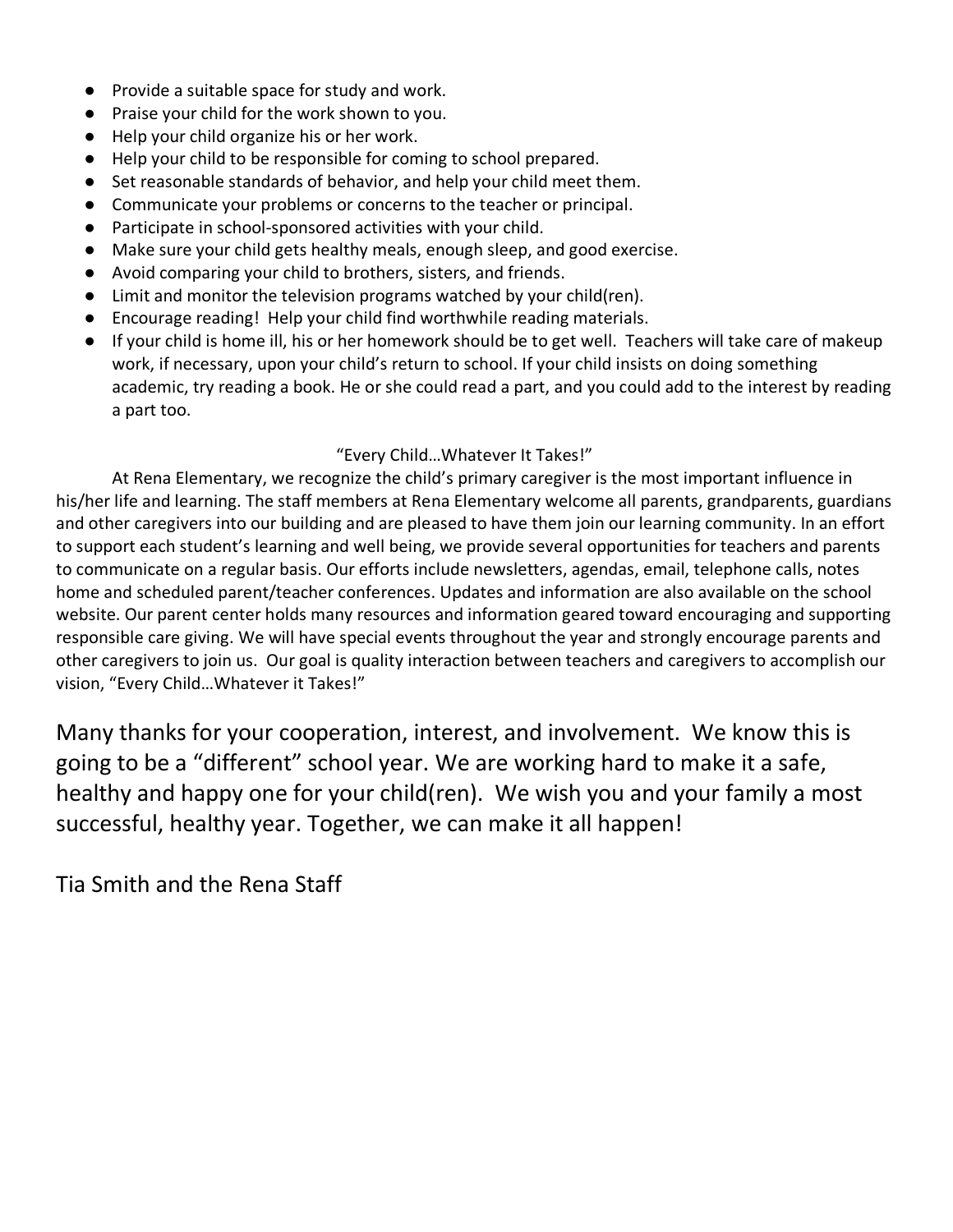- Provide a suitable space for study and work.
- Praise your child for the work shown to you.
- Help your child organize his or her work.
- Help your child to be responsible for coming to school prepared.
- Set reasonable standards of behavior, and help your child meet them.
- Communicate your problems or concerns to the teacher or principal.
- Participate in school-sponsored activities with your child.
- Make sure your child gets healthy meals, enough sleep, and good exercise.
- Avoid comparing your child to brothers, sisters, and friends.
- Limit and monitor the television programs watched by your child(ren).
- Encourage reading! Help your child find worthwhile reading materials.
- If your child is home ill, his or her homework should be to get well. Teachers will take care of makeup work, if necessary, upon your child's return to school. If your child insists on doing something academic, try reading a book. He or she could read a part, and you could add to the interest by reading a part too.

"Every Child…Whatever It Takes!"

At Rena Elementary, we recognize the child's primary caregiver is the most important influence in his/her life and learning. The staff members at Rena Elementary welcome all parents, grandparents, guardians and other caregivers into our building and are pleased to have them join our learning community. In an effort to support each student's learning and well being, we provide several opportunities for teachers and parents to communicate on a regular basis. Our efforts include newsletters, agendas, email, telephone calls, notes home and scheduled parent/teacher conferences. Updates and information are also available on the school website. Our parent center holds many resources and information geared toward encouraging and supporting responsible care giving. We will have special events throughout the year and strongly encourage parents and other caregivers to join us. Our goal is quality interaction between teachers and caregivers to accomplish our vision, "Every Child…Whatever it Takes!"

Many thanks for your cooperation, interest, and involvement. We know this is going to be a "different" school year. We are working hard to make it a safe, healthy and happy one for your child(ren). We wish you and your family a most successful, healthy year. Together, we can make it all happen!

Tia Smith and the Rena Staff